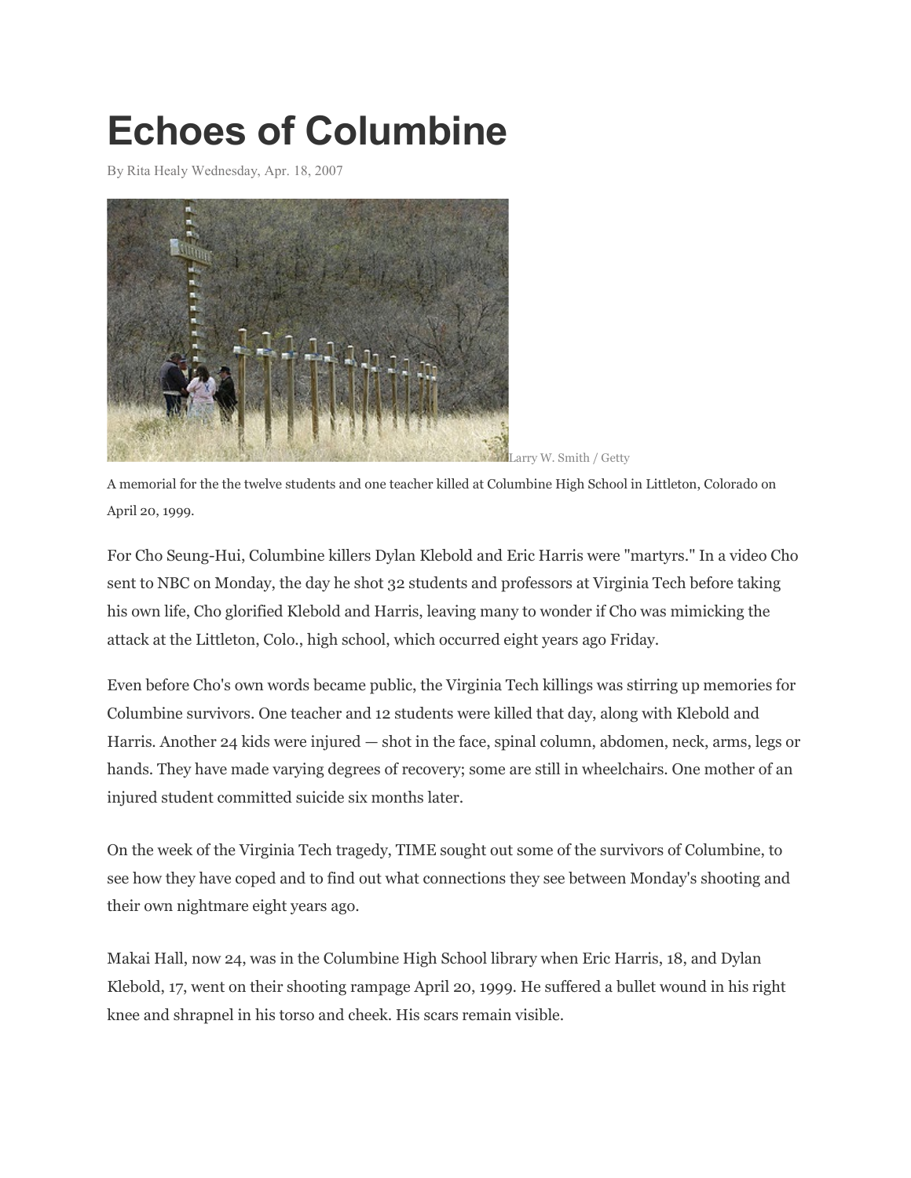# Echoes of Columbine

By Rita Healy Wednesday, Apr. 18, 2007

Larry W. Smith / Getty

A memorial for the the twelve students and one teacher killed at Columbine High School in Littleton, Colorado on April 20, 1999.

For Cho Seung-Hui, Columbine killers Dylan Klebold and Eric Harris were "martyrs." In a video Cho sent to NBC on Monday, the day he shot 32 students and professors at Virginia Tech before taking his own life, Cho glorified Klebold and Harris, leaving many to wonder if Cho was mimicking the attack at the Littleton, Colo., high school, which occurred eight years ago Friday.

Even before Cho's own words became public, the Virginia Tech killings was stirring up memories for Columbine survivors. One teacher and 12 students were killed that day, along with Klebold and Harris. Another 24 kids were injured — shot in the face, spinal column, abdomen, neck, arms, legs or hands. They have made varying degrees of recovery; some are still in wheelchairs. One mother of an injured student committed suicide six months later.

On the week of the Virginia Tech tragedy, TIME sought out some of the survivors of Columbine, to see how they have coped and to find out what connections they see between Monday's shooting and their own nightmare eight years ago.

Makai Hall, now 24, was in the Columbine High School library when Eric Harris, 18, and Dylan Klebold, 17, went on their shooting rampage April 20, 1999. He suffered a bullet wound in his right knee and shrapnel in his torso and cheek. His scars remain visible.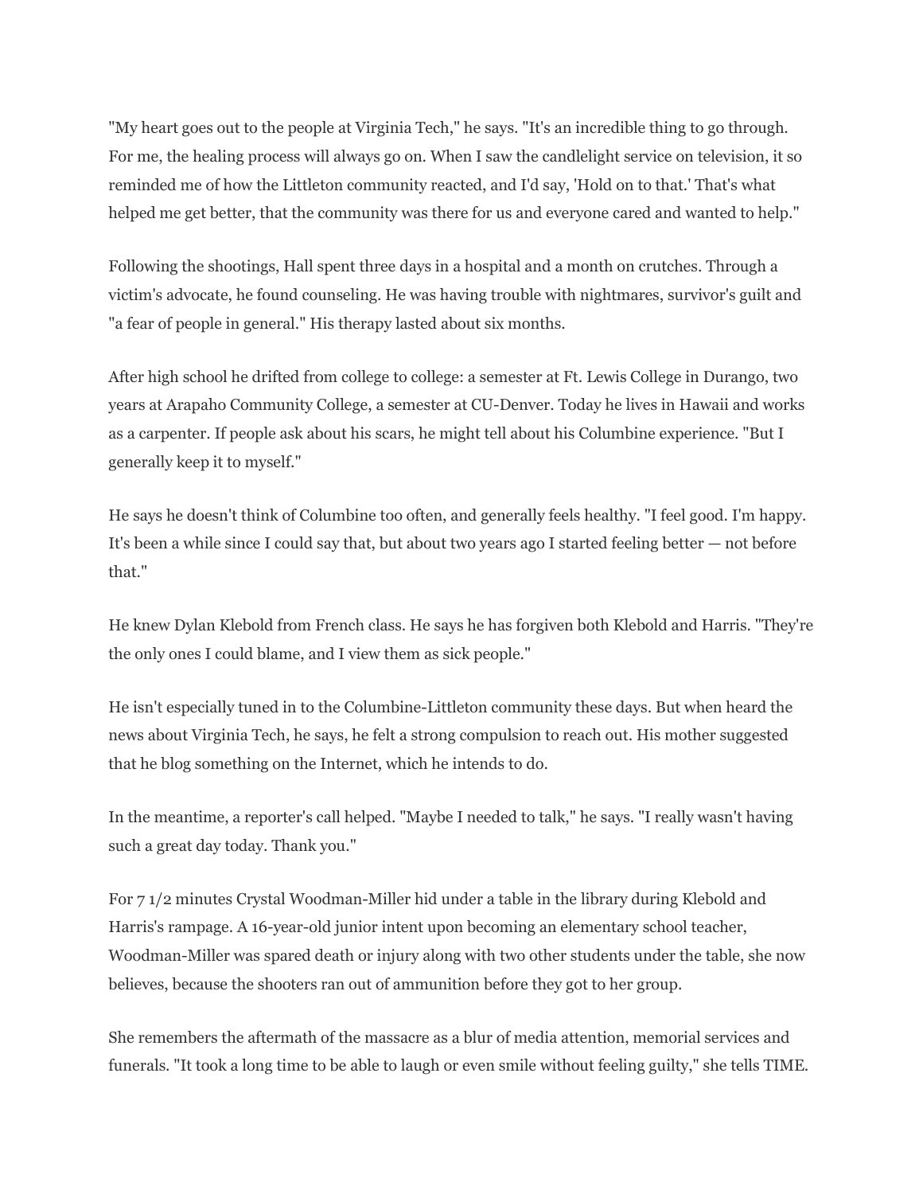"My heart goes out to the people at Virginia Tech," he says. "It's an incredible thing to go through. For me, the healing process will always go on. When I saw the candlelight service on television, it so reminded me of how the Littleton community reacted, and I'd say, 'Hold on to that.' That's what helped me get better, that the community was there for us and everyone cared and wanted to help."

Following the shootings, Hall spent three days in a hospital and a month on crutches. Through a victim's advocate, he found counseling. He was having trouble with nightmares, survivor's guilt and "a fear of people in general." His therapy lasted about six months.

After high school he drifted from college to college: a semester at Ft. Lewis College in Durango, two years at Arapaho Community College, a semester at CU-Denver. Today he lives in Hawaii and works as a carpenter. If people ask about his scars, he might tell about his Columbine experience. "But I generally keep it to myself."

He says he doesn't think of Columbine too often, and generally feels healthy. "I feel good. I'm happy. It's been a while since I could say that, but about two years ago I started feeling better — not before that."

He knew Dylan Klebold from French class. He says he has forgiven both Klebold and Harris. "They're the only ones I could blame, and I view them as sick people."

He isn't especially tuned in to the Columbine-Littleton community these days. But when heard the news about Virginia Tech, he says, he felt a strong compulsion to reach out. His mother suggested that he blog something on the Internet, which he intends to do.

In the meantime, a reporter's call helped. "Maybe I needed to talk," he says. "I really wasn't having such a great day today. Thank you."

For 7 1/2 minutes Crystal Woodman-Miller hid under a table in the library during Klebold and Harris's rampage. A 16-year-old junior intent upon becoming an elementary school teacher, Woodman-Miller was spared death or injury along with two other students under the table, she now believes, because the shooters ran out of ammunition before they got to her group.

She remembers the aftermath of the massacre as a blur of media attention, memorial services and funerals. "It took a long time to be able to laugh or even smile without feeling guilty," she tells TIME.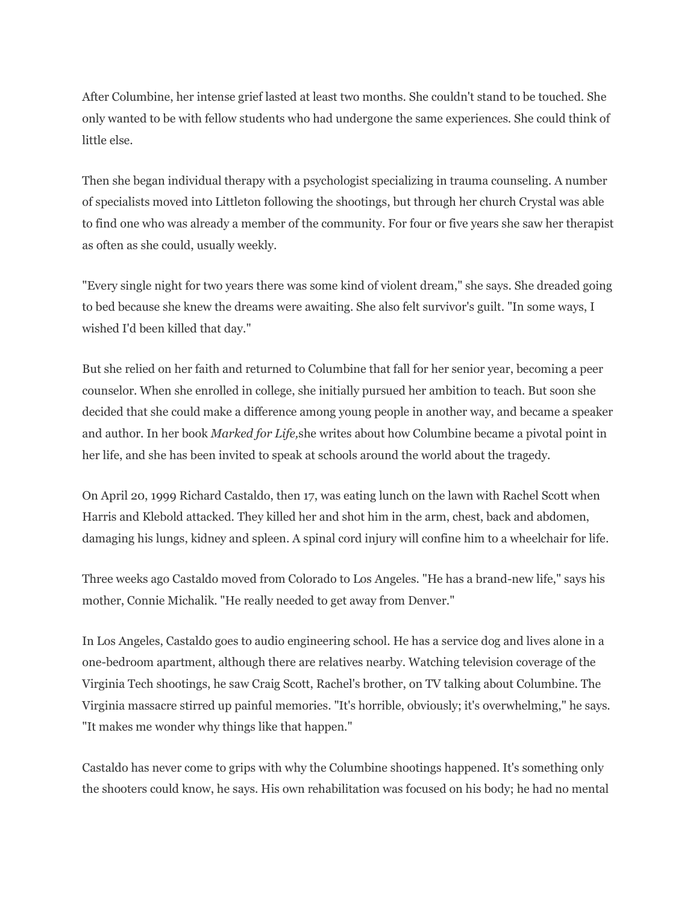After Columbine, her intense grief lasted at least two months. She couldn't stand to be touched. She only wanted to be with fellow students who had undergone the same experiences. She could think of little else.

Then she began individual therapy with a psychologist specializing in trauma counseling. A number of specialists moved into Littleton following the shootings, but through her church Crystal was able to find one who was already a member of the community. For four or five years she saw her therapist as often as she could, usually weekly.

"Every single night for two years there was some kind of violent dream," she says. She dreaded going to bed because she knew the dreams were awaiting. She also felt survivor's guilt. "In some ways, I wished I'd been killed that day."

But she relied on her faith and returned to Columbine that fall for her senior year, becoming a peer counselor. When she enrolled in college, she initially pursued her ambition to teach. But soon she decided that she could make a difference among young people in another way, and became a speaker and author. In her book *Marked for Life,*she writes about how Columbine became a pivotal point in her life, and she has been invited to speak at schools around the world about the tragedy.

On April 20, 1999 Richard Castaldo, then 17, was eating lunch on the lawn with Rachel Scott when Harris and Klebold attacked. They killed her and shot him in the arm, chest, back and abdomen, damaging his lungs, kidney and spleen. A spinal cord injury will confine him to a wheelchair for life.

Three weeks ago Castaldo moved from Colorado to Los Angeles. "He has a brand-new life," says his mother, Connie Michalik. "He really needed to get away from Denver."

In Los Angeles, Castaldo goes to audio engineering school. He has a service dog and lives alone in a one-bedroom apartment, although there are relatives nearby. Watching television coverage of the Virginia Tech shootings, he saw Craig Scott, Rachel's brother, on TV talking about Columbine. The Virginia massacre stirred up painful memories. "It's horrible, obviously; it's overwhelming," he says. "It makes me wonder why things like that happen."

Castaldo has never come to grips with why the Columbine shootings happened. It's something only the shooters could know, he says. His own rehabilitation was focused on his body; he had no mental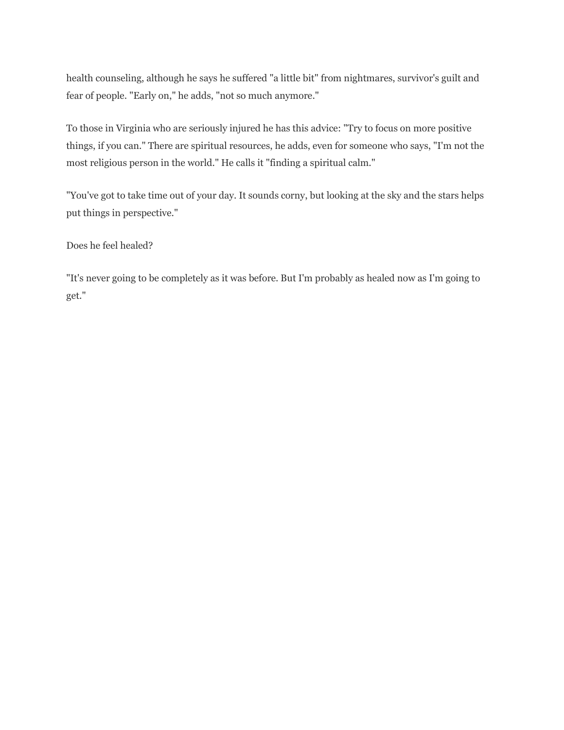health counseling, although he says he suffered "a little bit" from nightmares, survivor's guilt and fear of people. "Early on," he adds, "not so much anymore."

To those in Virginia who are seriously injured he has this advice: "Try to focus on more positive things, if you can." There are spiritual resources, he adds, even for someone who says, "I'm not the most religious person in the world." He calls it "finding a spiritual calm."

"You've got to take time out of your day. It sounds corny, but looking at the sky and the stars helps put things in perspective."

Does he feel healed?

"It's never going to be completely as it was before. But I'm probably as healed now as I'm going to get."